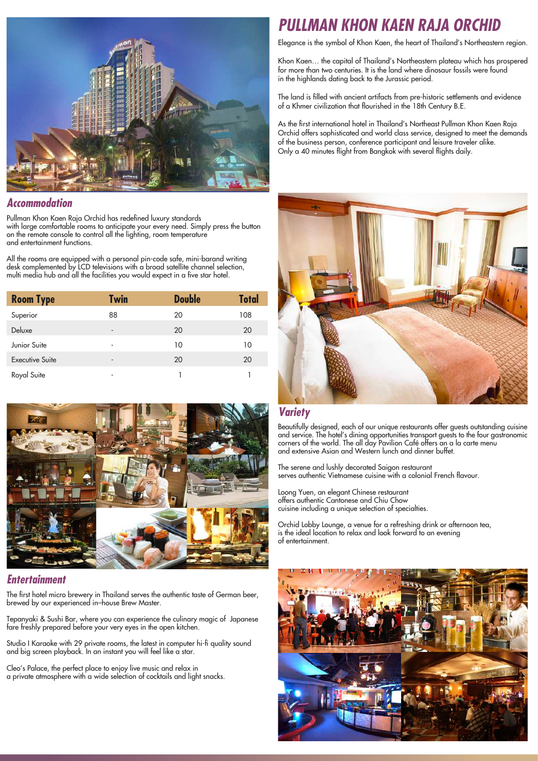# PULLMAN KHON KAEN RAJA ORCHID

Elegance is the symbol of Khon Kaen, the heart of Thailand's Northeastern region.

Khon Kaen… the capital of Thailand's Northeastern plateau which has prospered for more than two centuries. It is the land where dinosaur fossils were found in the highlands dating back to the Jurassic period.

The land is filled with ancient artifacts from pre-historic settlements and evidence of a Khmer civilization that flourished in the 18th Century B.E.

As the first international hotel in Thailand's Northeast Pullman Khon Kaen Raja Orchid offers sophisticated and world class service, designed to meet the demands of the business person, conference participant and leisure traveler alike. Only a 40 minutes flight from Bangkok with several flights daily.

## Accommodation

Pullman Khon Kaen Raja Orchid has redefined luxury standards with large comfortable rooms to anticipate your every need. Simply press the button on the remote console to control all the lighting, room temperature and entertainment functions.

All the rooms are equipped with a personal pin-code safe, mini-barand writing desk complemented by LCD televisions with a broad satellite channel selection, multi media hub and all the facilities you would expect in a five star hotel.

| Room Type | Twin | Double | Total |
|---|---|---|---|
| Superior | 88 | 20 | 108 |
| Deluxe | - | 20 | 20 |
| Junior Suite | - | 10 | 10 |
| Executive Suite | - | 20 | 20 |
| Royal Suite | - | 1 | 1 |

## Variety

Beautifully designed, each of our unique restaurants offer guests outstanding cuisine and service. The hotel's dining opportunities transport guests to the four gastronomic corners of the world. The all day Pavilion Café offers an a la carte menu and extensive Asian and Western lunch and dinner buffet.

The serene and lushly decorated Saigon restaurant serves authentic Vietnamese cuisine with a colonial French flavour.

Loong Yuen, an elegant Chinese restaurant offers authentic Cantonese and Chiu Chow cuisine including a unique selection of specialties.

Orchid Lobby Lounge, a venue for a refreshing drink or afternoon tea, is the ideal location to relax and look forward to an evening of entertainment.

## Entertainment

The first hotel micro brewery in Thailand serves the authentic taste of German beer, brewed by our experienced in–house Brew Master.

Tepanyaki & Sushi Bar, where you can experience the culinary magic of Japanese fare freshly prepared before your very eyes in the open kitchen.

Studio I Karaoke with 29 private rooms, the latest in computer hi-fi quality sound and big screen playback. In an instant you will feel like a star.

Cleo's Palace, the perfect place to enjoy live music and relax in a private atmosphere with a wide selection of cocktails and light snacks.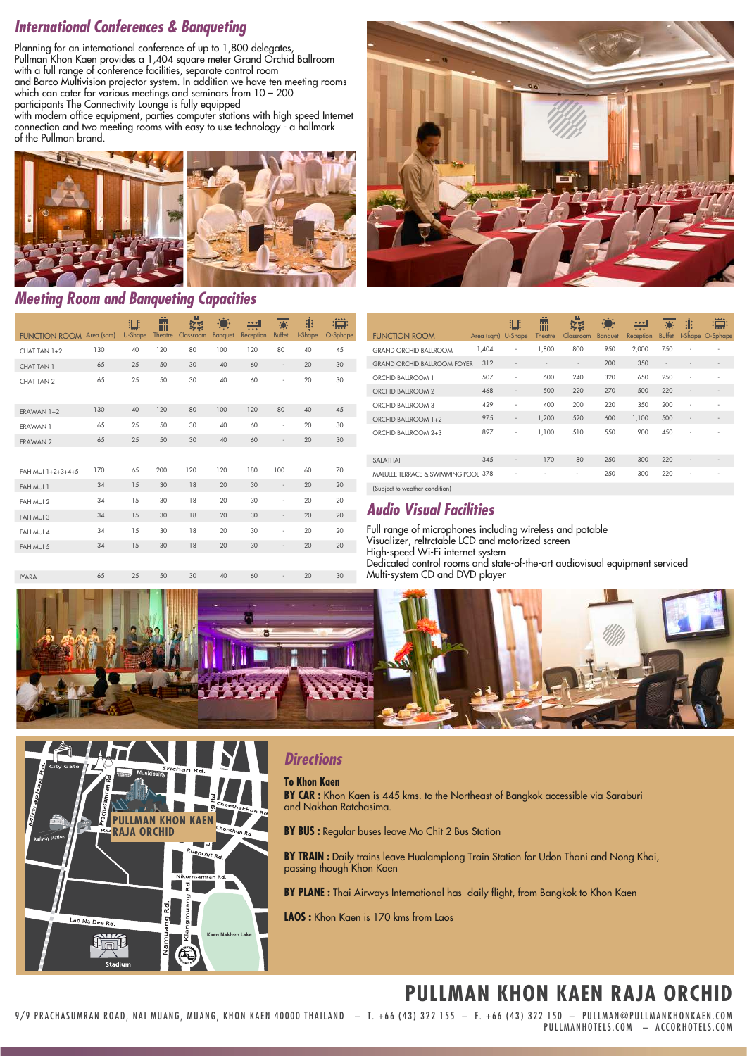## International Conferences & Banqueting

Planning for an international conference of up to 1,800 delegates, Pullman Khon Kaen provides a 1,404 square meter Grand Orchid Ballroom with a full range of conference facilities, separate control room and Barco Multivision projector system. In addition we have ten meeting rooms which can cater for various meetings and seminars from 10 – 200 participants The Connectivity Lounge is fully equipped with modern office equipment, parties computer stations with high speed Internet connection and two meeting rooms with easy to use technology - a hallmark of the Pullman brand.

## Meeting Room and Banqueting Capacities

| FUNCTION ROOM | Area (sqm) | U-Shape | Theatre | Classroom | Banquet | Reception | Buffet | I-Shape | O-Shape |
|---|---|---|---|---|---|---|---|---|---|
| CHAT TAN 1+2 | 130 | 40 | 120 | 80 | 100 | 120 | 80 | 40 | 45 |
| CHAT TAN 1 | 65 | 25 | 50 | 30 | 40 | 60 | - | 20 | 30 |
| CHAT TAN 2 | 65 | 25 | 50 | 30 | 40 | 60 | - | 20 | 30 |
| ERAWAN 1+2 | 130 | 40 | 120 | 80 | 100 | 120 | 80 | 40 | 45 |
| ERAWAN 1 | 65 | 25 | 50 | 30 | 40 | 60 | - | 20 | 30 |
| ERAWAN 2 | 65 | 25 | 50 | 30 | 40 | 60 | - | 20 | 30 |
| FAH MUI 1+2+3+4+5 | 170 | 65 | 200 | 120 | 120 | 180 | 100 | 60 | 70 |
| FAH MUI 1 | 34 | 15 | 30 | 18 | 20 | 30 | - | 20 | 20 |
| FAH MUI 2 | 34 | 15 | 30 | 18 | 20 | 30 | - | 20 | 20 |
| FAH MUI 3 | 34 | 15 | 30 | 18 | 20 | 30 | - | 20 | 20 |
| FAH MUI 4 | 34 | 15 | 30 | 18 | 20 | 30 | - | 20 | 20 |
| FAH MUI 5 | 34 | 15 | 30 | 18 | 20 | 30 | - | 20 | 20 |
| IYARA | 65 | 25 | 50 | 30 | 40 | 60 | - | 20 | 30 |

| FUNCTION ROOM | Area (sqm) | U-Shape | Theatre | Classroom | Banquet | Reception | Buffet | I-Shape | O-Shape |
|---|---|---|---|---|---|---|---|---|---|
| GRAND ORCHID BALLROOM | 1,404 | - | 1,800 | 800 | 950 | 2,000 | 750 | - | - |
| GRAND ORCHID BALLROOM FOYER | 312 | - | - | - | 200 | 350 | - | - | - |
| ORCHID BALLROOM 1 | 507 | - | 600 | 240 | 320 | 650 | 250 | - | - |
| ORCHID BALLROOM 2 | 468 | - | 500 | 220 | 270 | 500 | 220 | - | - |
| ORCHID BALLROOM 3 | 429 | - | 400 | 200 | 220 | 350 | 200 | - | - |
| ORCHID BALLROOM 1+2 | 975 | - | 1,200 | 520 | 600 | 1,100 | 500 | - | - |
| ORCHID BALLROOM 2+3 | 897 | - | 1,100 | 510 | 550 | 900 | 450 | - | - |
| SALATHAI | 345 | - | 170 | 80 | 250 | 300 | 220 | - | - |
| MALULEE TERRACE & SWIMMING POOL | 378 | - | - | - | 250 | 300 | 220 | - | - |

(Subject to weather condition)

## Audio Visual Facilities

Full range of microphones including wireless and potable
Visualizer, reltrctable LCD and motorized screen
High-speed Wi-Fi internet system
Dedicated control rooms and state-of-the-art audiovisual equipment serviced
Multi-system CD and DVD player

City Gate
Mittraphap Rd.
Railway Station
Municipality
Srichan Rd.
Prachasamran Rd.
PULLMAN KHON KAEN RAJA ORCHID
Cheethakhon Rd.
Chonchun Rd.
Ruenchit Rd.
Nikornsamran Rd.
Klangmuang Rd.
Namuang Rd.
Lao Na Dee Rd.
Kaen Nakhon Lake
Stadium

## Directions

**To Khon Kaen**

**BY CAR :** Khon Kaen is 445 kms. to the Northeast of Bangkok accessible via Saraburi and Nakhon Ratchasima.

**BY BUS :** Regular buses leave Mo Chit 2 Bus Station

**BY TRAIN :** Daily trains leave Hualamplong Train Station for Udon Thani and Nong Khai, passing though Khon Kaen

**BY PLANE :** Thai Airways International has daily flight, from Bangkok to Khon Kaen

**LAOS :** Khon Kaen is 170 kms from Laos

# PULLMAN KHON KAEN RAJA ORCHID

9/9 PRACHASUMRAN ROAD, NAI MUANG, MUANG, KHON KAEN 40000 THAILAND – T. +66 (43) 322 155 – F. +66 (43) 322 150 – PULLMAN@PULLMANKHONKAEN.COM
PULLMANHOTELS.COM – ACCORHOTELS.COM